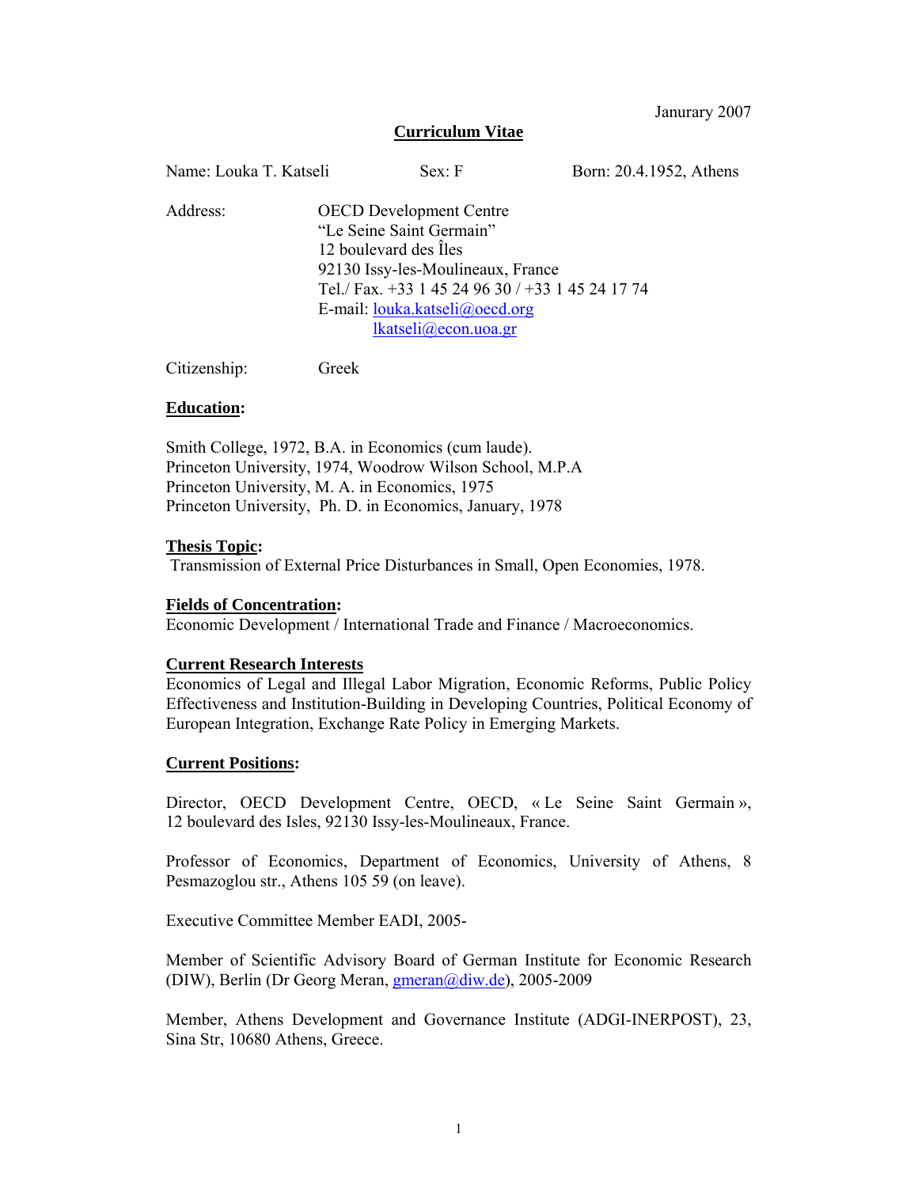Janurary 2007

# Curriculum Vitae

Name: Louka T. Katseli Sex: F Born: 20.4.1952, Athens

Address: OECD Development Centre
"Le Seine Saint Germain"
12 boulevard des Îles
92130 Issy-les-Moulineaux, France
Tel./ Fax. +33 1 45 24 96 30 / +33 1 45 24 17 74
E-mail: louka.katseli@oecd.org
lkatseli@econ.uoa.gr

Citizenship: Greek

## Education:

Smith College, 1972, B.A. in Economics (cum laude).
Princeton University, 1974, Woodrow Wilson School, M.P.A
Princeton University, M. A. in Economics, 1975
Princeton University, Ph. D. in Economics, January, 1978

## Thesis Topic:

Transmission of External Price Disturbances in Small, Open Economies, 1978.

## Fields of Concentration:

Economic Development / International Trade and Finance / Macroeconomics.

## Current Research Interests

Economics of Legal and Illegal Labor Migration, Economic Reforms, Public Policy Effectiveness and Institution-Building in Developing Countries, Political Economy of European Integration, Exchange Rate Policy in Emerging Markets.

## Current Positions:

Director, OECD Development Centre, OECD, « Le Seine Saint Germain », 12 boulevard des Isles, 92130 Issy-les-Moulineaux, France.

Professor of Economics, Department of Economics, University of Athens, 8 Pesmazoglou str., Athens 105 59 (on leave).

Executive Committee Member EADI, 2005-

Member of Scientific Advisory Board of German Institute for Economic Research (DIW), Berlin (Dr Georg Meran, gmeran@diw.de), 2005-2009

Member, Athens Development and Governance Institute (ADGI-INERPOST), 23, Sina Str, 10680 Athens, Greece.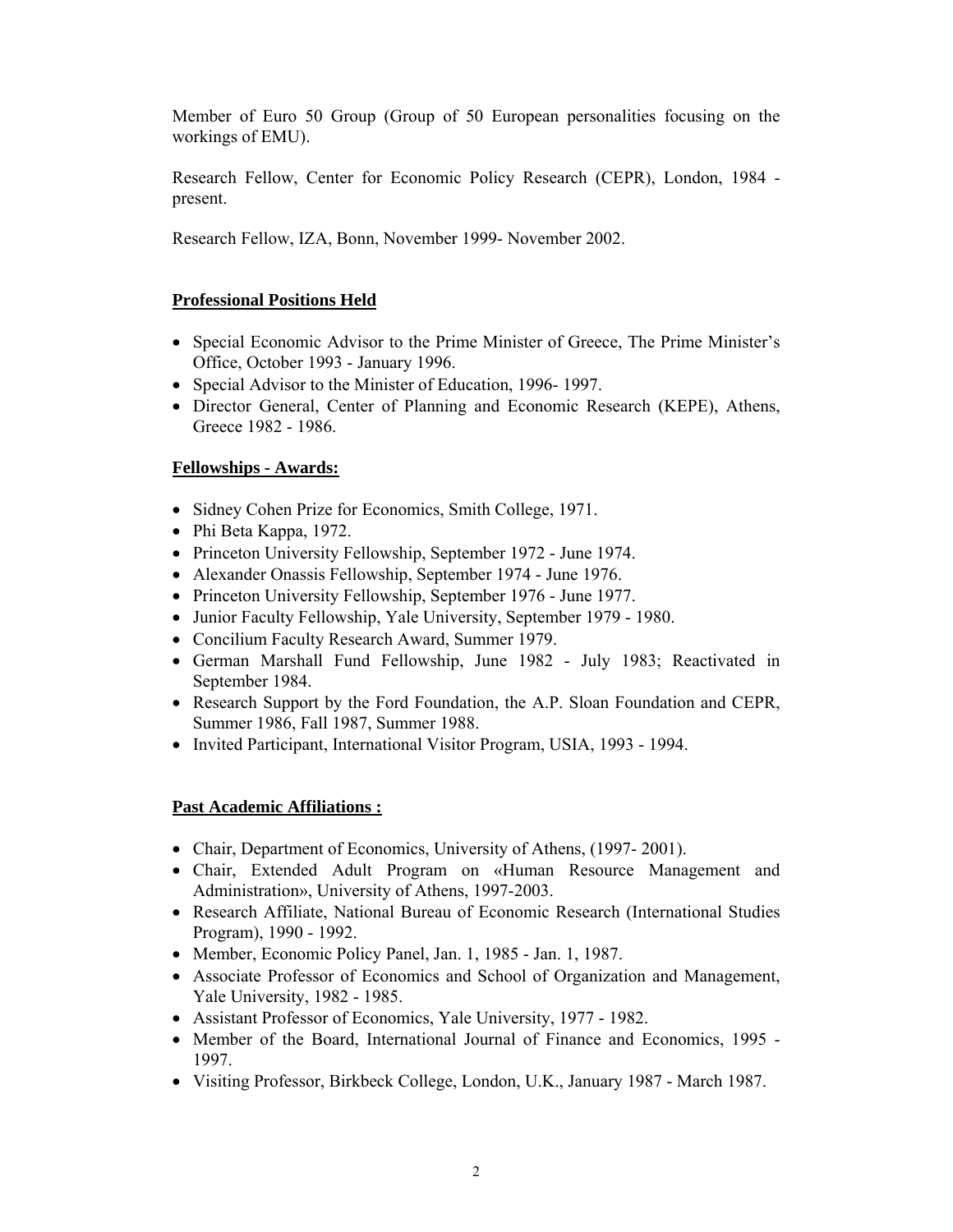Member of Euro 50 Group (Group of 50 European personalities focusing on the workings of EMU).

Research Fellow, Center for Economic Policy Research (CEPR), London, 1984 - present.

Research Fellow, IZA, Bonn, November 1999- November 2002.

## **Professional Positions Held**

- Special Economic Advisor to the Prime Minister of Greece, The Prime Minister's Office, October 1993 - January 1996.
- Special Advisor to the Minister of Education, 1996- 1997.
- Director General, Center of Planning and Economic Research (KEPE), Athens, Greece 1982 - 1986.

## **Fellowships - Awards:**

- Sidney Cohen Prize for Economics, Smith College, 1971.
- Phi Beta Kappa, 1972.
- Princeton University Fellowship, September 1972 - June 1974.
- Alexander Onassis Fellowship, September 1974 - June 1976.
- Princeton University Fellowship, September 1976 - June 1977.
- Junior Faculty Fellowship, Yale University, September 1979 - 1980.
- Concilium Faculty Research Award, Summer 1979.
- German Marshall Fund Fellowship, June 1982 - July 1983; Reactivated in September 1984.
- Research Support by the Ford Foundation, the A.P. Sloan Foundation and CEPR, Summer 1986, Fall 1987, Summer 1988.
- Invited Participant, International Visitor Program, USIA, 1993 - 1994.

## **Past Academic Affiliations :**

- Chair, Department of Economics, University of Athens, (1997- 2001).
- Chair, Extended Adult Program on «Human Resource Management and Administration», University of Athens, 1997-2003.
- Research Affiliate, National Bureau of Economic Research (International Studies Program), 1990 - 1992.
- Member, Economic Policy Panel, Jan. 1, 1985 - Jan. 1, 1987.
- Associate Professor of Economics and School of Organization and Management, Yale University, 1982 - 1985.
- Assistant Professor of Economics, Yale University, 1977 - 1982.
- Member of the Board, International Journal of Finance and Economics, 1995 - 1997.
- Visiting Professor, Birkbeck College, London, U.K., January 1987 - March 1987.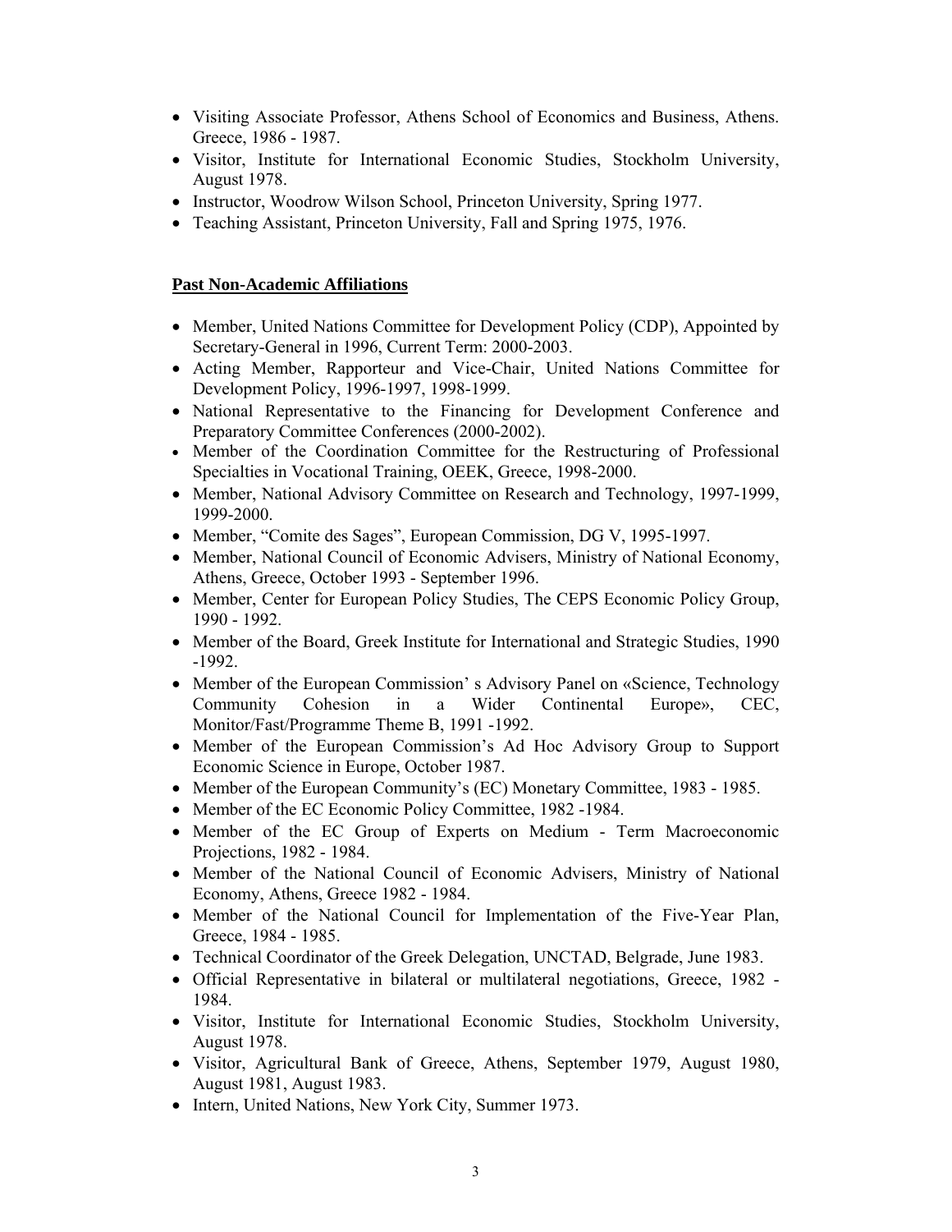- Visiting Associate Professor, Athens School of Economics and Business, Athens. Greece, 1986 - 1987.
- Visitor, Institute for International Economic Studies, Stockholm University, August 1978.
- Instructor, Woodrow Wilson School, Princeton University, Spring 1977.
- Teaching Assistant, Princeton University, Fall and Spring 1975, 1976.

**Past Non-Academic Affiliations**

- Member, United Nations Committee for Development Policy (CDP), Appointed by Secretary-General in 1996, Current Term: 2000-2003.
- Acting Member, Rapporteur and Vice-Chair, United Nations Committee for Development Policy, 1996-1997, 1998-1999.
- National Representative to the Financing for Development Conference and Preparatory Committee Conferences (2000-2002).
- Member of the Coordination Committee for the Restructuring of Professional Specialties in Vocational Training, OEEK, Greece, 1998-2000.
- Member, National Advisory Committee on Research and Technology, 1997-1999, 1999-2000.
- Member, "Comite des Sages", European Commission, DG V, 1995-1997.
- Member, National Council of Economic Advisers, Ministry of National Economy, Athens, Greece, October 1993 - September 1996.
- Member, Center for European Policy Studies, The CEPS Economic Policy Group, 1990 - 1992.
- Member of the Board, Greek Institute for International and Strategic Studies, 1990 -1992.
- Member of the European Commission' s Advisory Panel on «Science, Technology Community Cohesion in a Wider Continental Europe», CEC, Monitor/Fast/Programme Theme B, 1991 -1992.
- Member of the European Commission's Ad Hoc Advisory Group to Support Economic Science in Europe, October 1987.
- Member of the European Community's (EC) Monetary Committee, 1983 - 1985.
- Member of the EC Economic Policy Committee, 1982 -1984.
- Member of the EC Group of Experts on Medium - Term Macroeconomic Projections, 1982 - 1984.
- Member of the National Council of Economic Advisers, Ministry of National Economy, Athens, Greece 1982 - 1984.
- Member of the National Council for Implementation of the Five-Year Plan, Greece, 1984 - 1985.
- Technical Coordinator of the Greek Delegation, UNCTAD, Belgrade, June 1983.
- Official Representative in bilateral or multilateral negotiations, Greece, 1982 - 1984.
- Visitor, Institute for International Economic Studies, Stockholm University, August 1978.
- Visitor, Agricultural Bank of Greece, Athens, September 1979, August 1980, August 1981, August 1983.
- Intern, United Nations, New York City, Summer 1973.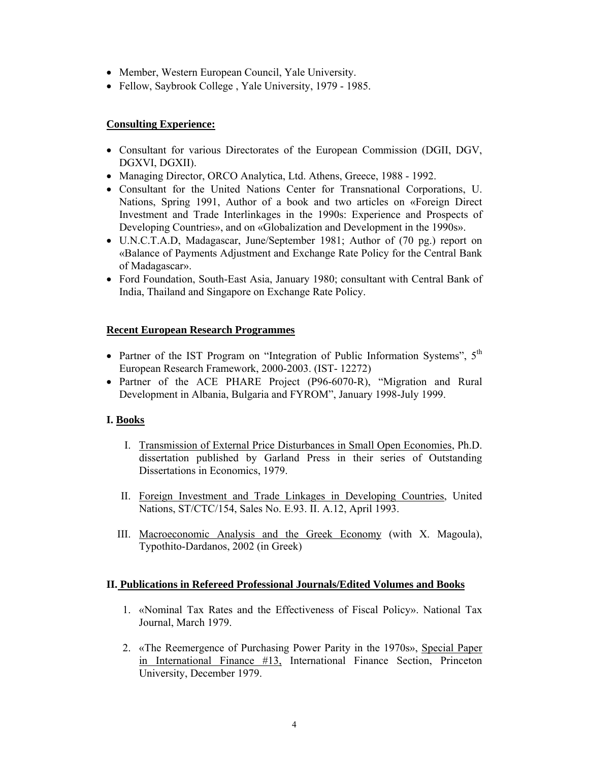- Member, Western European Council, Yale University.
- Fellow, Saybrook College , Yale University, 1979 - 1985.

## Consulting Experience:

- Consultant for various Directorates of the European Commission (DGII, DGV, DGXVI, DGXII).
- Managing Director, ORCO Analytica, Ltd. Athens, Greece, 1988 - 1992.
- Consultant for the United Nations Center for Transnational Corporations, U. Nations, Spring 1991, Author of a book and two articles on «Foreign Direct Investment and Trade Interlinkages in the 1990s: Experience and Prospects of Developing Countries», and on «Globalization and Development in the 1990s».
- U.N.C.T.A.D, Madagascar, June/September 1981; Author of (70 pg.) report on «Balance of Payments Adjustment and Exchange Rate Policy for the Central Bank of Madagascar».
- Ford Foundation, South-East Asia, January 1980; consultant with Central Bank of India, Thailand and Singapore on Exchange Rate Policy.

## Recent European Research Programmes

- Partner of the IST Program on "Integration of Public Information Systems", 5th European Research Framework, 2000-2003. (IST- 12272)
- Partner of the ACE PHARE Project (P96-6070-R), "Migration and Rural Development in Albania, Bulgaria and FYROM", January 1998-July 1999.

## I. Books

I. Transmission of External Price Disturbances in Small Open Economies, Ph.D. dissertation published by Garland Press in their series of Outstanding Dissertations in Economics, 1979.

II. Foreign Investment and Trade Linkages in Developing Countries, United Nations, ST/CTC/154, Sales No. E.93. II. A.12, April 1993.

III. Macroeconomic Analysis and the Greek Economy (with X. Magoula), Typothito-Dardanos, 2002 (in Greek)

## II. Publications in Refereed Professional Journals/Edited Volumes and Books

1. «Nominal Tax Rates and the Effectiveness of Fiscal Policy». National Tax Journal, March 1979.

2. «The Reemergence of Purchasing Power Parity in the 1970s», Special Paper in International Finance #13, International Finance Section, Princeton University, December 1979.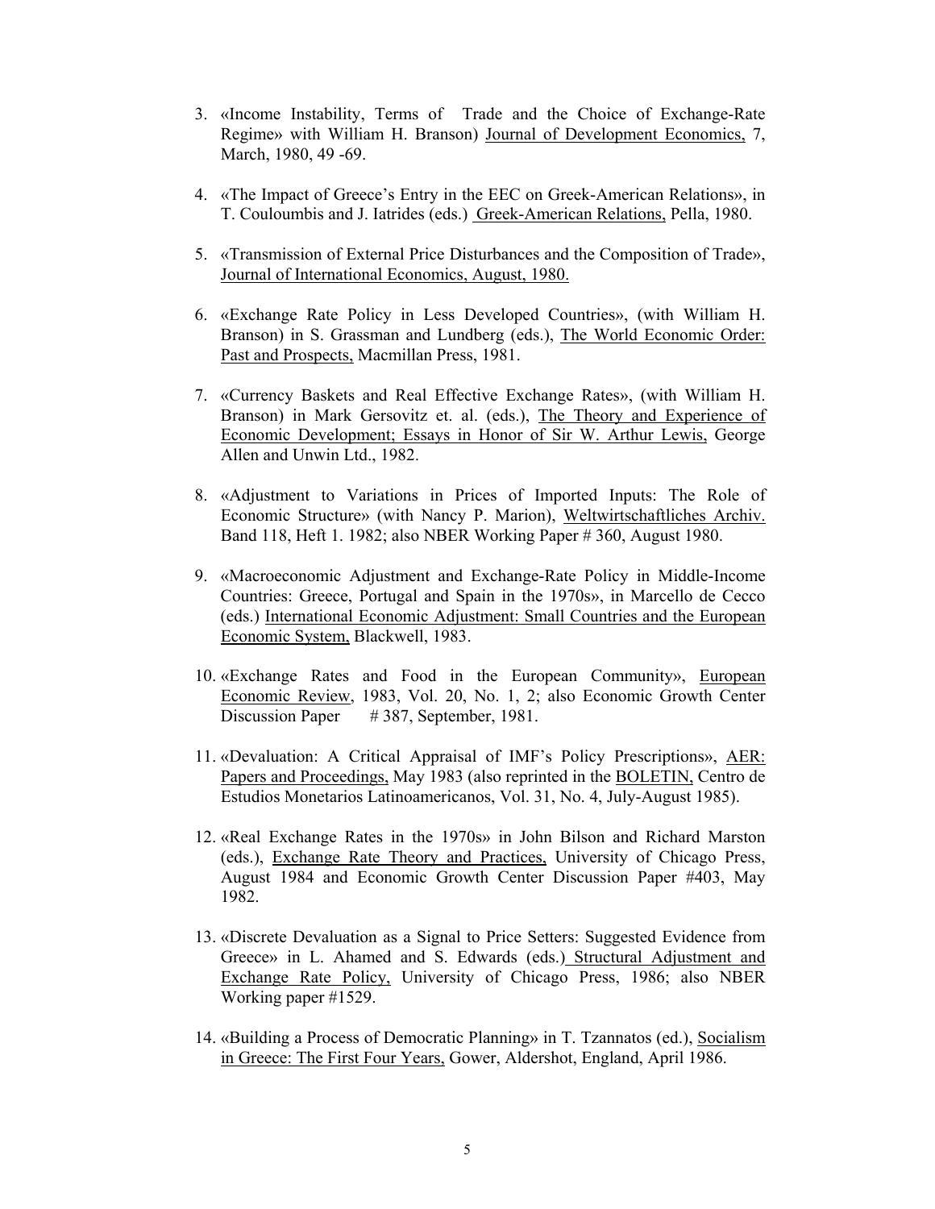3. «Income Instability, Terms of Trade and the Choice of Exchange-Rate Regime» with William H. Branson) Journal of Development Economics, 7, March, 1980, 49 -69.

4. «The Impact of Greece's Entry in the EEC on Greek-American Relations», in T. Couloumbis and J. Iatrides (eds.) Greek-American Relations, Pella, 1980.

5. «Transmission of External Price Disturbances and the Composition of Trade», Journal of International Economics, August, 1980.

6. «Exchange Rate Policy in Less Developed Countries», (with William H. Branson) in S. Grassman and Lundberg (eds.), The World Economic Order: Past and Prospects, Macmillan Press, 1981.

7. «Currency Baskets and Real Effective Exchange Rates», (with William H. Branson) in Mark Gersovitz et. al. (eds.), The Theory and Experience of Economic Development; Essays in Honor of Sir W. Arthur Lewis, George Allen and Unwin Ltd., 1982.

8. «Adjustment to Variations in Prices of Imported Inputs: The Role of Economic Structure» (with Nancy P. Marion), Weltwirtschaftliches Archiv. Band 118, Heft 1. 1982; also NBER Working Paper # 360, August 1980.

9. «Macroeconomic Adjustment and Exchange-Rate Policy in Middle-Income Countries: Greece, Portugal and Spain in the 1970s», in Marcello de Cecco (eds.) International Economic Adjustment: Small Countries and the European Economic System, Blackwell, 1983.

10. «Exchange Rates and Food in the European Community», European Economic Review, 1983, Vol. 20, No. 1, 2; also Economic Growth Center Discussion Paper # 387, September, 1981.

11. «Devaluation: A Critical Appraisal of IMF's Policy Prescriptions», AER: Papers and Proceedings, May 1983 (also reprinted in the BOLETIN, Centro de Estudios Monetarios Latinoamericanos, Vol. 31, No. 4, July-August 1985).

12. «Real Exchange Rates in the 1970s» in John Bilson and Richard Marston (eds.), Exchange Rate Theory and Practices, University of Chicago Press, August 1984 and Economic Growth Center Discussion Paper #403, May 1982.

13. «Discrete Devaluation as a Signal to Price Setters: Suggested Evidence from Greece» in L. Ahamed and S. Edwards (eds.) Structural Adjustment and Exchange Rate Policy, University of Chicago Press, 1986; also NBER Working paper #1529.

14. «Building a Process of Democratic Planning» in T. Tzannatos (ed.), Socialism in Greece: The First Four Years, Gower, Aldershot, England, April 1986.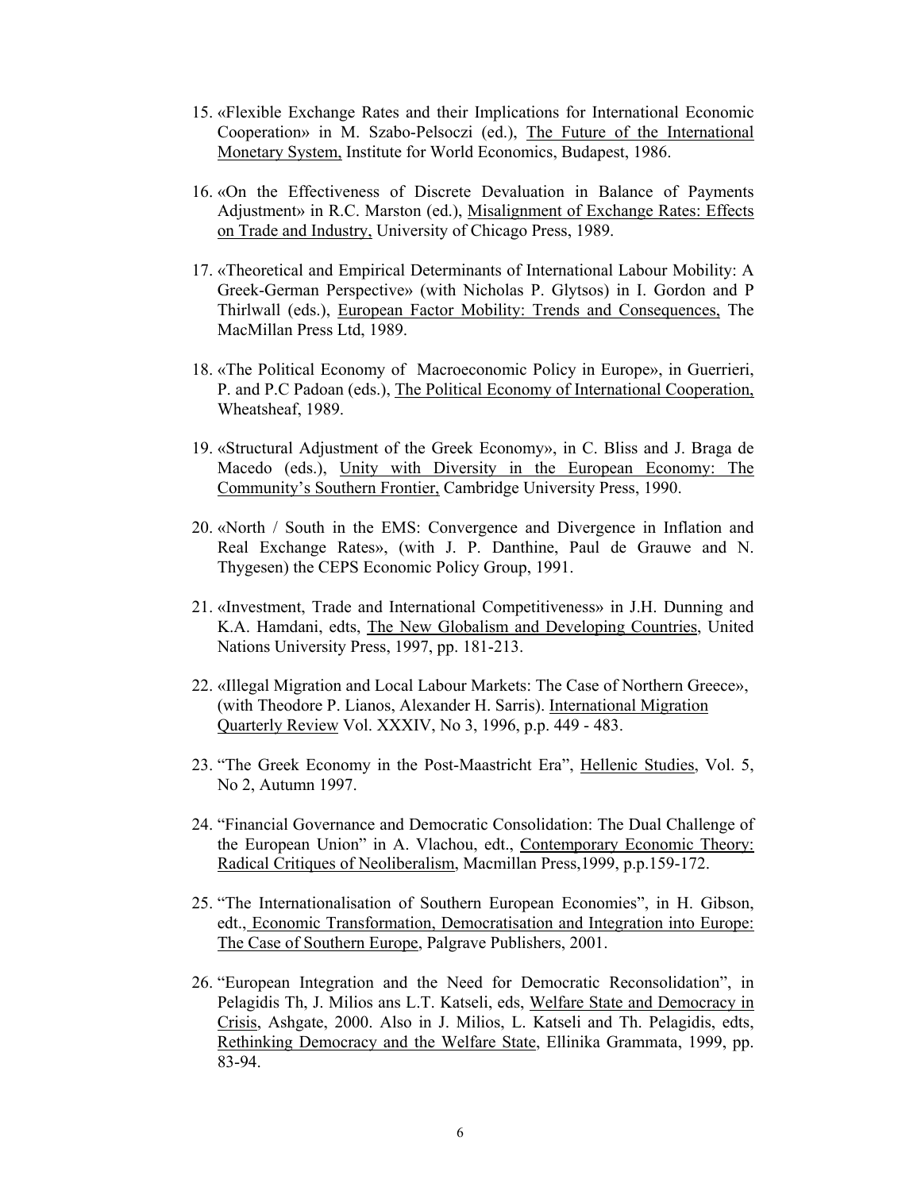15. «Flexible Exchange Rates and their Implications for International Economic Cooperation» in M. Szabo-Pelsoczi (ed.), The Future of the International Monetary System, Institute for World Economics, Budapest, 1986.

16. «On the Effectiveness of Discrete Devaluation in Balance of Payments Adjustment» in R.C. Marston (ed.), Misalignment of Exchange Rates: Effects on Trade and Industry, University of Chicago Press, 1989.

17. «Theoretical and Empirical Determinants of International Labour Mobility: A Greek-German Perspective» (with Nicholas P. Glytsos) in I. Gordon and P Thirlwall (eds.), European Factor Mobility: Trends and Consequences, The MacMillan Press Ltd, 1989.

18. «The Political Economy of Macroeconomic Policy in Europe», in Guerrieri, P. and P.C Padoan (eds.), The Political Economy of International Cooperation, Wheatsheaf, 1989.

19. «Structural Adjustment of the Greek Economy», in C. Bliss and J. Braga de Macedo (eds.), Unity with Diversity in the European Economy: The Community's Southern Frontier, Cambridge University Press, 1990.

20. «North / South in the EMS: Convergence and Divergence in Inflation and Real Exchange Rates», (with J. P. Danthine, Paul de Grauwe and N. Thygesen) the CEPS Economic Policy Group, 1991.

21. «Investment, Trade and International Competitiveness» in J.H. Dunning and K.A. Hamdani, edts, The New Globalism and Developing Countries, United Nations University Press, 1997, pp. 181-213.

22. «Illegal Migration and Local Labour Markets: The Case of Northern Greece», (with Theodore P. Lianos, Alexander H. Sarris). International Migration Quarterly Review Vol. XXXIV, No 3, 1996, p.p. 449 - 483.

23. "The Greek Economy in the Post-Maastricht Era", Hellenic Studies, Vol. 5, No 2, Autumn 1997.

24. "Financial Governance and Democratic Consolidation: The Dual Challenge of the European Union" in A. Vlachou, edt., Contemporary Economic Theory: Radical Critiques of Neoliberalism, Macmillan Press,1999, p.p.159-172.

25. "The Internationalisation of Southern European Economies", in H. Gibson, edt., Economic Transformation, Democratisation and Integration into Europe: The Case of Southern Europe, Palgrave Publishers, 2001.

26. "European Integration and the Need for Democratic Reconsolidation", in Pelagidis Th, J. Milios ans L.T. Katseli, eds, Welfare State and Democracy in Crisis, Ashgate, 2000. Also in J. Milios, L. Katseli and Th. Pelagidis, edts, Rethinking Democracy and the Welfare State, Ellinika Grammata, 1999, pp. 83-94.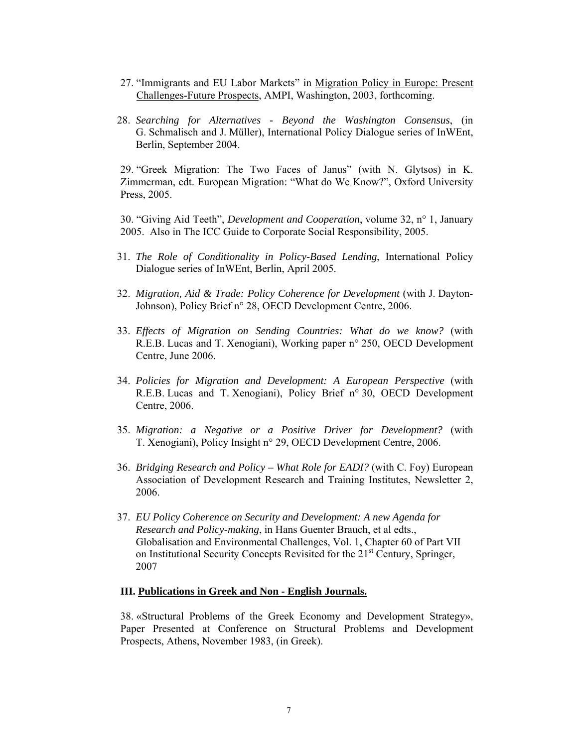27. "Immigrants and EU Labor Markets" in Migration Policy in Europe: Present Challenges-Future Prospects, AMPI, Washington, 2003, forthcoming.

28. *Searching for Alternatives - Beyond the Washington Consensus*, (in G. Schmalisch and J. Müller), International Policy Dialogue series of InWEnt, Berlin, September 2004.

29. "Greek Migration: The Two Faces of Janus" (with N. Glytsos) in K. Zimmerman, edt. European Migration: "What do We Know?", Oxford University Press, 2005.

30. "Giving Aid Teeth", *Development and Cooperation*, volume 32, n° 1, January 2005. Also in The ICC Guide to Corporate Social Responsibility, 2005.

31. *The Role of Conditionality in Policy-Based Lending*, International Policy Dialogue series of InWEnt, Berlin, April 2005.

32. *Migration, Aid & Trade: Policy Coherence for Development* (with J. Dayton-Johnson), Policy Brief n° 28, OECD Development Centre, 2006.

33. *Effects of Migration on Sending Countries: What do we know?* (with R.E.B. Lucas and T. Xenogiani), Working paper n° 250, OECD Development Centre, June 2006.

34. *Policies for Migration and Development: A European Perspective* (with R.E.B. Lucas and T. Xenogiani), Policy Brief n° 30, OECD Development Centre, 2006.

35. *Migration: a Negative or a Positive Driver for Development?* (with T. Xenogiani), Policy Insight n° 29, OECD Development Centre, 2006.

36. *Bridging Research and Policy – What Role for EADI?* (with C. Foy) European Association of Development Research and Training Institutes, Newsletter 2, 2006.

37. *EU Policy Coherence on Security and Development: A new Agenda for Research and Policy-making*, in Hans Guenter Brauch, et al edts., Globalisation and Environmental Challenges, Vol. 1, Chapter 60 of Part VII on Institutional Security Concepts Revisited for the 21st Century, Springer, 2007

### III. Publications in Greek and Non - English Journals.

38. «Structural Problems of the Greek Economy and Development Strategy», Paper Presented at Conference on Structural Problems and Development Prospects, Athens, November 1983, (in Greek).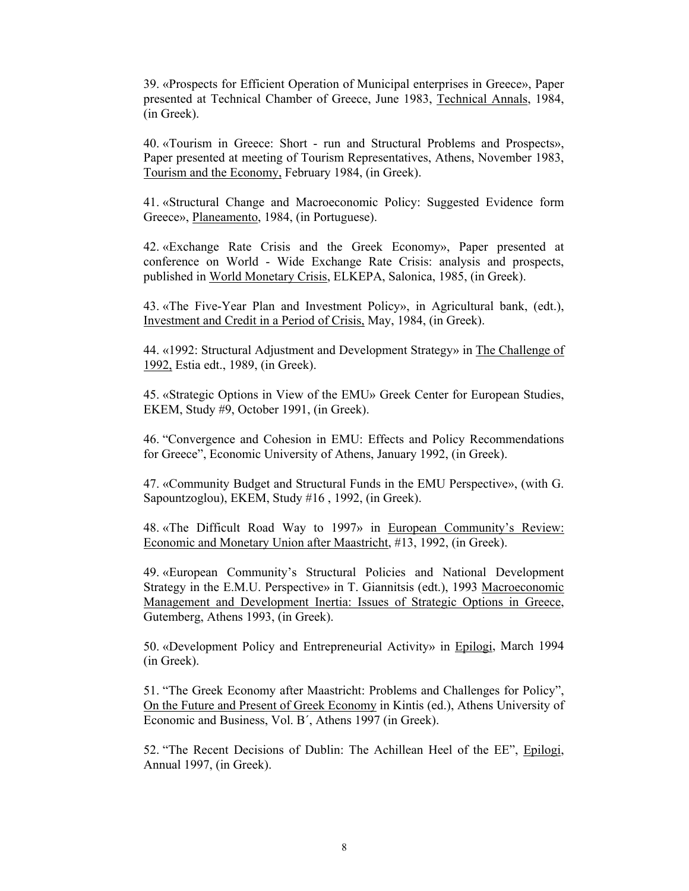39. «Prospects for Efficient Operation of Municipal enterprises in Greece», Paper presented at Technical Chamber of Greece, June 1983, Technical Annals, 1984, (in Greek).

40. «Tourism in Greece: Short - run and Structural Problems and Prospects», Paper presented at meeting of Tourism Representatives, Athens, November 1983, Tourism and the Economy, February 1984, (in Greek).

41. «Structural Change and Macroeconomic Policy: Suggested Evidence form Greece», Planeamento, 1984, (in Portuguese).

42. «Exchange Rate Crisis and the Greek Economy», Paper presented at conference on World - Wide Exchange Rate Crisis: analysis and prospects, published in World Monetary Crisis, ELKEPA, Salonica, 1985, (in Greek).

43. «The Five-Year Plan and Investment Policy», in Agricultural bank, (edt.), Investment and Credit in a Period of Crisis, May, 1984, (in Greek).

44. «1992: Structural Adjustment and Development Strategy» in The Challenge of 1992, Estia edt., 1989, (in Greek).

45. «Strategic Options in View of the EMU» Greek Center for European Studies, EKEM, Study #9, October 1991, (in Greek).

46. "Convergence and Cohesion in EMU: Effects and Policy Recommendations for Greece", Economic University of Athens, January 1992, (in Greek).

47. «Community Budget and Structural Funds in the EMU Perspective», (with G. Sapountzoglou), EKEM, Study #16 , 1992, (in Greek).

48. «The Difficult Road Way to 1997» in European Community's Review: Economic and Monetary Union after Maastricht, #13, 1992, (in Greek).

49. «European Community's Structural Policies and National Development Strategy in the E.M.U. Perspective» in T. Giannitsis (edt.), 1993 Macroeconomic Management and Development Inertia: Issues of Strategic Options in Greece, Gutemberg, Athens 1993, (in Greek).

50. «Development Policy and Entrepreneurial Activity» in Epilogi, March 1994 (in Greek).

51. "The Greek Economy after Maastricht: Problems and Challenges for Policy", On the Future and Present of Greek Economy in Kintis (ed.), Athens University of Economic and Business, Vol. B΄, Athens 1997 (in Greek).

52. "The Recent Decisions of Dublin: The Achillean Heel of the EE", Epilogi, Annual 1997, (in Greek).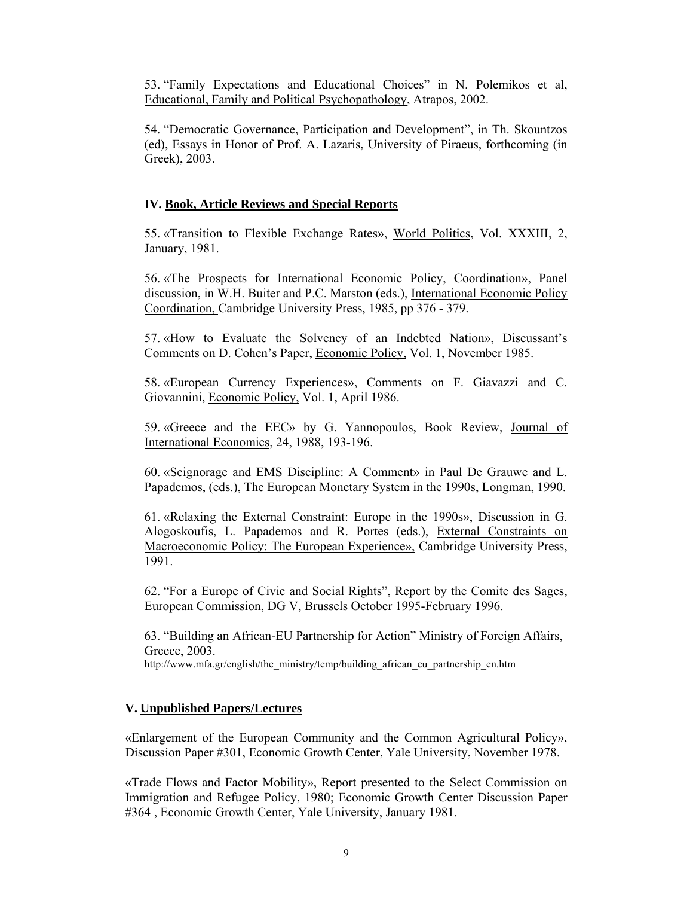53. “Family Expectations and Educational Choices” in N. Polemikos et al, Educational, Family and Political Psychopathology, Atrapos, 2002.

54. “Democratic Governance, Participation and Development”, in Th. Skountzos (ed), Essays in Honor of Prof. A. Lazaris, University of Piraeus, forthcoming (in Greek), 2003.

## IV. **Book, Article Reviews and Special Reports**

55. «Transition to Flexible Exchange Rates», World Politics, Vol. XXXIII, 2, January, 1981.

56. «The Prospects for International Economic Policy, Coordination», Panel discussion, in W.H. Buiter and P.C. Marston (eds.), International Economic Policy Coordination, Cambridge University Press, 1985, pp 376 - 379.

57. «How to Evaluate the Solvency of an Indebted Nation», Discussant’s Comments on D. Cohen’s Paper, Economic Policy, Vol. 1, November 1985.

58. «European Currency Experiences», Comments on F. Giavazzi and C. Giovannini, Economic Policy, Vol. 1, April 1986.

59. «Greece and the EEC» by G. Yannopoulos, Book Review, Journal of International Economics, 24, 1988, 193-196.

60. «Seignorage and EMS Discipline: A Comment» in Paul De Grauwe and L. Papademos, (eds.), The European Monetary System in the 1990s, Longman, 1990.

61. «Relaxing the External Constraint: Europe in the 1990s», Discussion in G. Alogoskoufis, L. Papademos and R. Portes (eds.), External Constraints on Macroeconomic Policy: The European Experience», Cambridge University Press, 1991.

62. “For a Europe of Civic and Social Rights”, Report by the Comite des Sages, European Commission, DG V, Brussels October 1995-February 1996.

63. “Building an African-EU Partnership for Action” Ministry of Foreign Affairs, Greece, 2003.
http://www.mfa.gr/english/the_ministry/temp/building_african_eu_partnership_en.htm

## V. **Unpublished Papers/Lectures**

«Enlargement of the European Community and the Common Agricultural Policy», Discussion Paper #301, Economic Growth Center, Yale University, November 1978.

«Trade Flows and Factor Mobility», Report presented to the Select Commission on Immigration and Refugee Policy, 1980; Economic Growth Center Discussion Paper #364 , Economic Growth Center, Yale University, January 1981.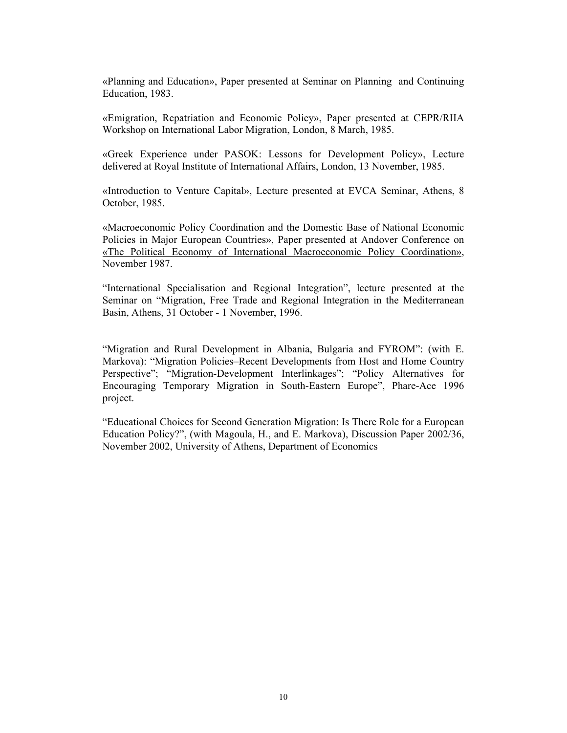«Planning and Education», Paper presented at Seminar on Planning and Continuing Education, 1983.

«Emigration, Repatriation and Economic Policy», Paper presented at CEPR/RIIA Workshop on International Labor Migration, London, 8 March, 1985.

«Greek Experience under PASOK: Lessons for Development Policy», Lecture delivered at Royal Institute of International Affairs, London, 13 November, 1985.

«Introduction to Venture Capital», Lecture presented at EVCA Seminar, Athens, 8 October, 1985.

«Macroeconomic Policy Coordination and the Domestic Base of National Economic Policies in Major European Countries», Paper presented at Andover Conference on «The Political Economy of International Macroeconomic Policy Coordination», November 1987.

"International Specialisation and Regional Integration", lecture presented at the Seminar on "Migration, Free Trade and Regional Integration in the Mediterranean Basin, Athens, 31 October - 1 November, 1996.

"Migration and Rural Development in Albania, Bulgaria and FYROM": (with E. Markova): "Migration Policies–Recent Developments from Host and Home Country Perspective"; "Migration-Development Interlinkages"; "Policy Alternatives for Encouraging Temporary Migration in South-Eastern Europe", Phare-Ace 1996 project.

"Educational Choices for Second Generation Migration: Is There Role for a European Education Policy?", (with Magoula, H., and E. Markova), Discussion Paper 2002/36, November 2002, University of Athens, Department of Economics